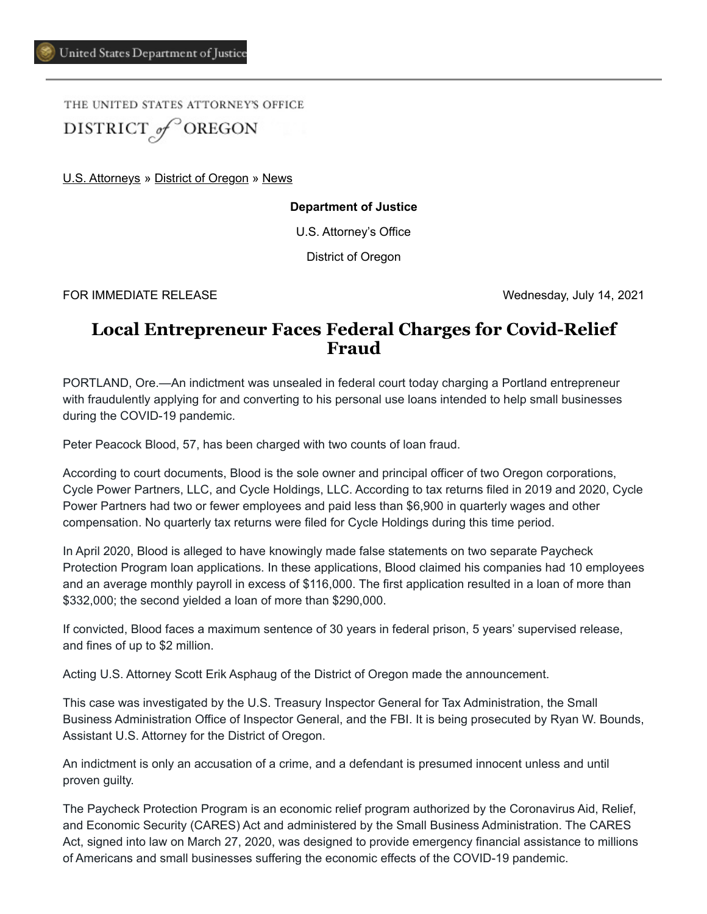United States Department of Justice

THE UNITED STATES ATTORNEY'S OFFICE
DISTRICT *of* OREGON

U.S. Attorneys » District of Oregon » News

**Department of Justice**

U.S. Attorney's Office

District of Oregon

FOR IMMEDIATE RELEASE Wednesday, July 14, 2021

# Local Entrepreneur Faces Federal Charges for Covid-Relief Fraud

PORTLAND, Ore.—An indictment was unsealed in federal court today charging a Portland entrepreneur with fraudulently applying for and converting to his personal use loans intended to help small businesses during the COVID-19 pandemic.

Peter Peacock Blood, 57, has been charged with two counts of loan fraud.

According to court documents, Blood is the sole owner and principal officer of two Oregon corporations, Cycle Power Partners, LLC, and Cycle Holdings, LLC. According to tax returns filed in 2019 and 2020, Cycle Power Partners had two or fewer employees and paid less than $6,900 in quarterly wages and other compensation. No quarterly tax returns were filed for Cycle Holdings during this time period.

In April 2020, Blood is alleged to have knowingly made false statements on two separate Paycheck Protection Program loan applications. In these applications, Blood claimed his companies had 10 employees and an average monthly payroll in excess of $116,000. The first application resulted in a loan of more than $332,000; the second yielded a loan of more than $290,000.

If convicted, Blood faces a maximum sentence of 30 years in federal prison, 5 years' supervised release, and fines of up to $2 million.

Acting U.S. Attorney Scott Erik Asphaug of the District of Oregon made the announcement.

This case was investigated by the U.S. Treasury Inspector General for Tax Administration, the Small Business Administration Office of Inspector General, and the FBI. It is being prosecuted by Ryan W. Bounds, Assistant U.S. Attorney for the District of Oregon.

An indictment is only an accusation of a crime, and a defendant is presumed innocent unless and until proven guilty.

The Paycheck Protection Program is an economic relief program authorized by the Coronavirus Aid, Relief, and Economic Security (CARES) Act and administered by the Small Business Administration. The CARES Act, signed into law on March 27, 2020, was designed to provide emergency financial assistance to millions of Americans and small businesses suffering the economic effects of the COVID-19 pandemic.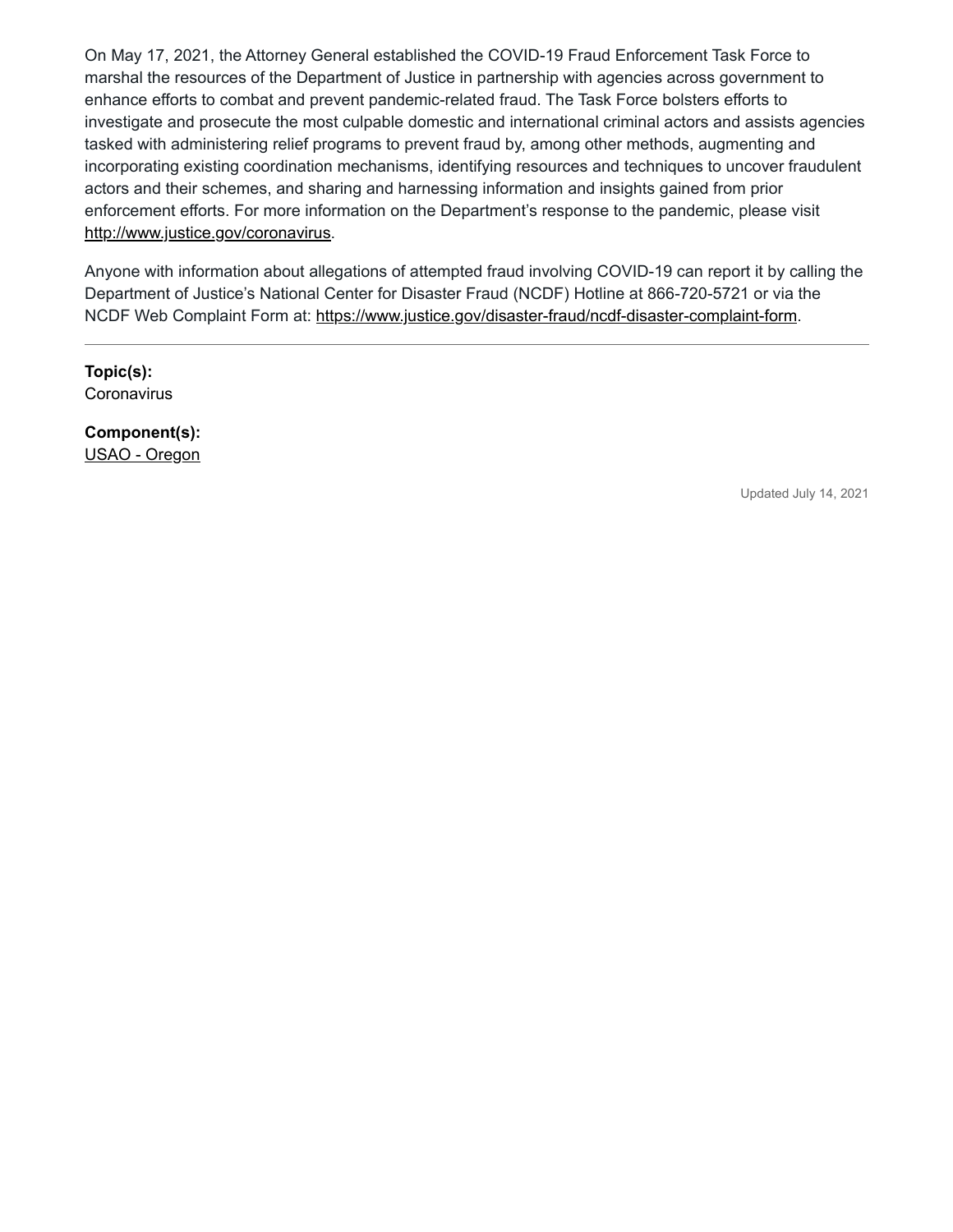On May 17, 2021, the Attorney General established the COVID-19 Fraud Enforcement Task Force to marshal the resources of the Department of Justice in partnership with agencies across government to enhance efforts to combat and prevent pandemic-related fraud. The Task Force bolsters efforts to investigate and prosecute the most culpable domestic and international criminal actors and assists agencies tasked with administering relief programs to prevent fraud by, among other methods, augmenting and incorporating existing coordination mechanisms, identifying resources and techniques to uncover fraudulent actors and their schemes, and sharing and harnessing information and insights gained from prior enforcement efforts. For more information on the Department's response to the pandemic, please visit http://www.justice.gov/coronavirus.

Anyone with information about allegations of attempted fraud involving COVID-19 can report it by calling the Department of Justice's National Center for Disaster Fraud (NCDF) Hotline at 866-720-5721 or via the NCDF Web Complaint Form at: https://www.justice.gov/disaster-fraud/ncdf-disaster-complaint-form.

---

**Topic(s):**
Coronavirus

**Component(s):**
USAO - Oregon

Updated July 14, 2021